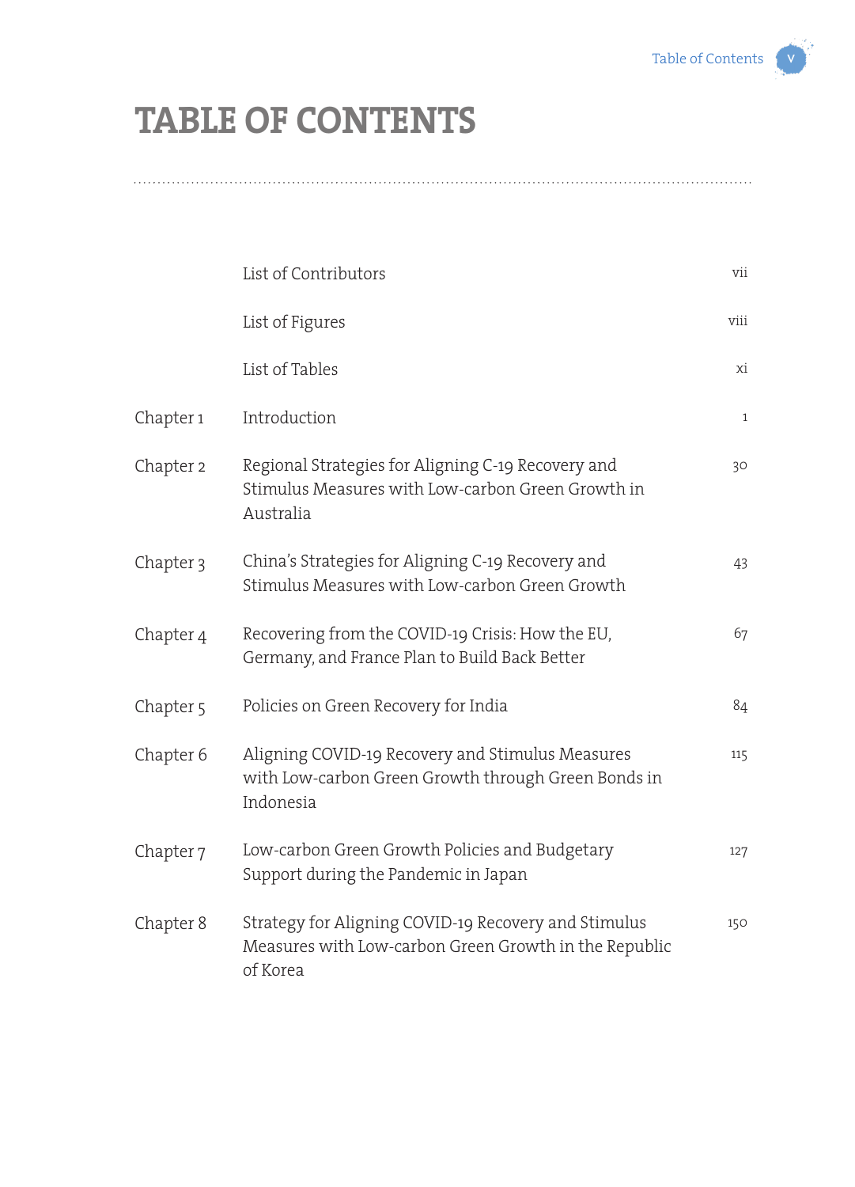# TABLE OF CONTENTS

| | | |
|---|---|---|
| | List of Contributors | vii |
| | List of Figures | viii |
| | List of Tables | xi |
| Chapter 1 | Introduction | 1 |
| Chapter 2 | Regional Strategies for Aligning C-19 Recovery and Stimulus Measures with Low-carbon Green Growth in Australia | 30 |
| Chapter 3 | China's Strategies for Aligning C-19 Recovery and Stimulus Measures with Low-carbon Green Growth | 43 |
| Chapter 4 | Recovering from the COVID-19 Crisis: How the EU, Germany, and France Plan to Build Back Better | 67 |
| Chapter 5 | Policies on Green Recovery for India | 84 |
| Chapter 6 | Aligning COVID-19 Recovery and Stimulus Measures with Low-carbon Green Growth through Green Bonds in Indonesia | 115 |
| Chapter 7 | Low-carbon Green Growth Policies and Budgetary Support during the Pandemic in Japan | 127 |
| Chapter 8 | Strategy for Aligning COVID-19 Recovery and Stimulus Measures with Low-carbon Green Growth in the Republic of Korea | 150 |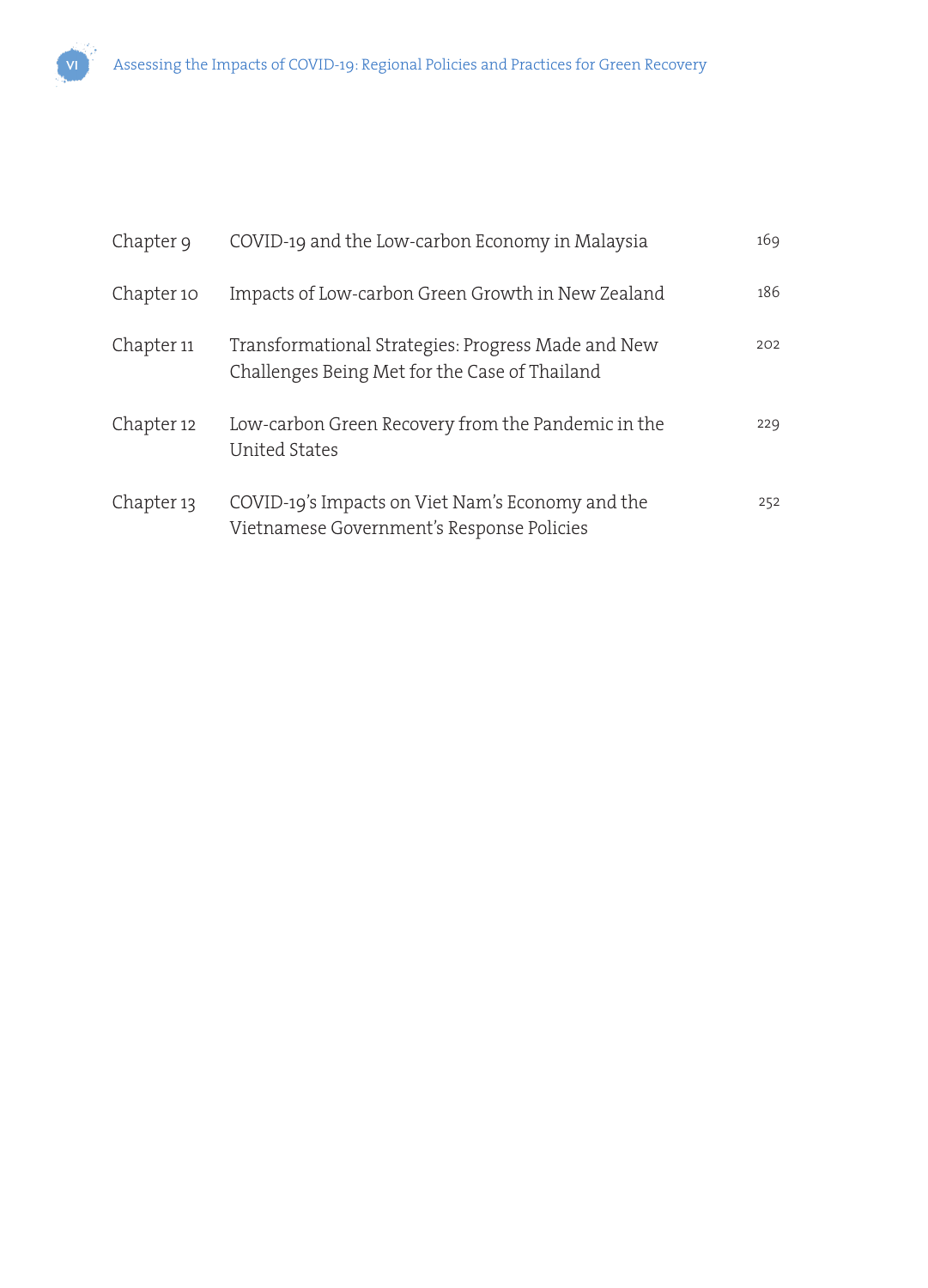| | | |
|---|---|---|
| Chapter 9 | COVID-19 and the Low-carbon Economy in Malaysia | 169 |
| Chapter 10 | Impacts of Low-carbon Green Growth in New Zealand | 186 |
| Chapter 11 | Transformational Strategies: Progress Made and New Challenges Being Met for the Case of Thailand | 202 |
| Chapter 12 | Low-carbon Green Recovery from the Pandemic in the United States | 229 |
| Chapter 13 | COVID-19's Impacts on Viet Nam's Economy and the Vietnamese Government's Response Policies | 252 |